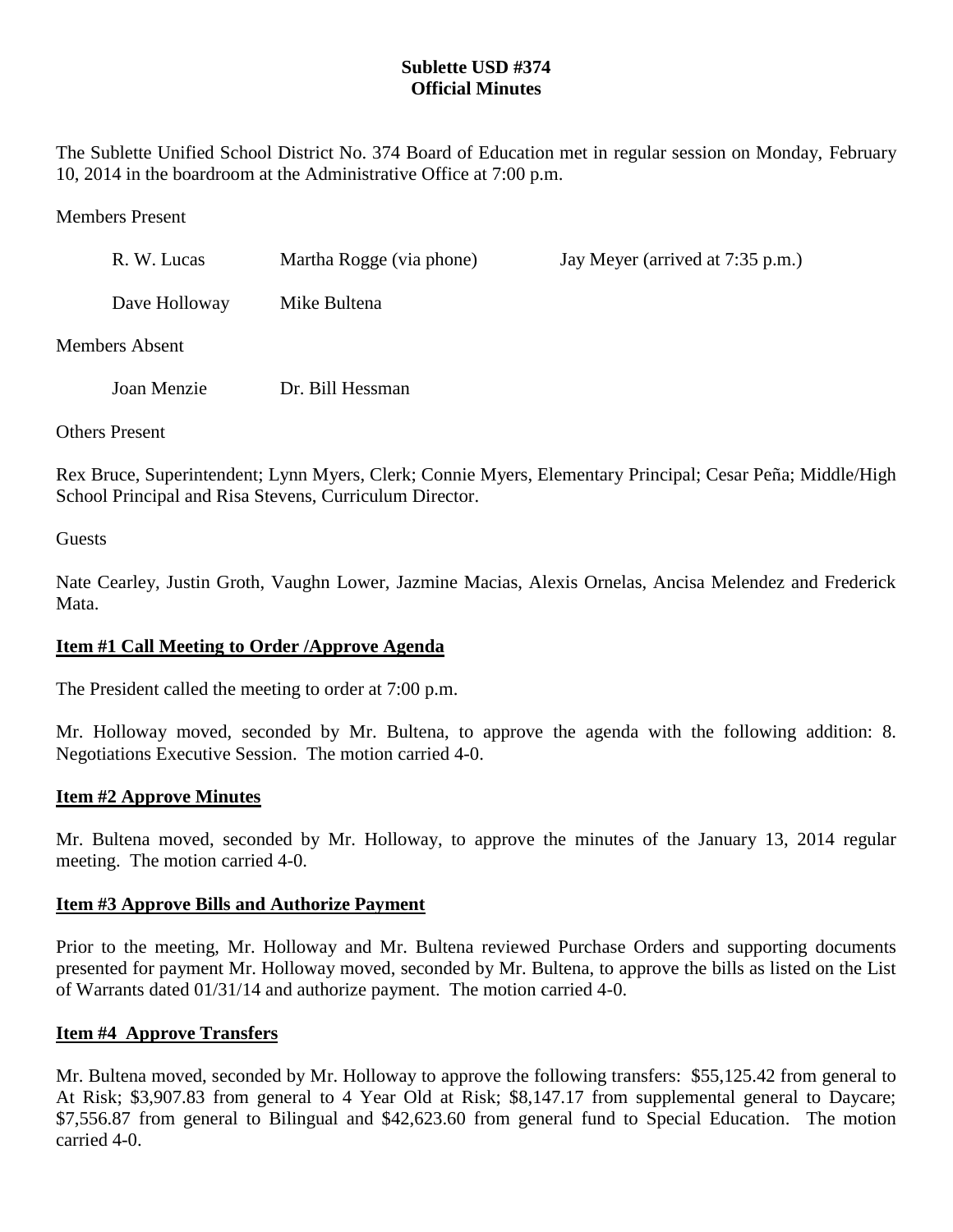**Sublette USD #374**
**Official Minutes**

The Sublette Unified School District No. 374 Board of Education met in regular session on Monday, February 10, 2014 in the boardroom at the Administrative Office at 7:00 p.m.

Members Present

R. W. Lucas Martha Rogge (via phone) Jay Meyer (arrived at 7:35 p.m.)

Dave Holloway Mike Bultena

Members Absent

Joan Menzie Dr. Bill Hessman

Others Present

Rex Bruce, Superintendent; Lynn Myers, Clerk; Connie Myers, Elementary Principal; Cesar Peña; Middle/High School Principal and Risa Stevens, Curriculum Director.

Guests

Nate Cearley, Justin Groth, Vaughn Lower, Jazmine Macias, Alexis Ornelas, Ancisa Melendez and Frederick Mata.

**Item #1 Call Meeting to Order /Approve Agenda**

The President called the meeting to order at 7:00 p.m.

Mr. Holloway moved, seconded by Mr. Bultena, to approve the agenda with the following addition: 8. Negotiations Executive Session. The motion carried 4-0.

**Item #2 Approve Minutes**

Mr. Bultena moved, seconded by Mr. Holloway, to approve the minutes of the January 13, 2014 regular meeting. The motion carried 4-0.

**Item #3 Approve Bills and Authorize Payment**

Prior to the meeting, Mr. Holloway and Mr. Bultena reviewed Purchase Orders and supporting documents presented for payment Mr. Holloway moved, seconded by Mr. Bultena, to approve the bills as listed on the List of Warrants dated 01/31/14 and authorize payment. The motion carried 4-0.

**Item #4 Approve Transfers**

Mr. Bultena moved, seconded by Mr. Holloway to approve the following transfers: $55,125.42 from general to At Risk; $3,907.83 from general to 4 Year Old at Risk; $8,147.17 from supplemental general to Daycare; $7,556.87 from general to Bilingual and $42,623.60 from general fund to Special Education. The motion carried 4-0.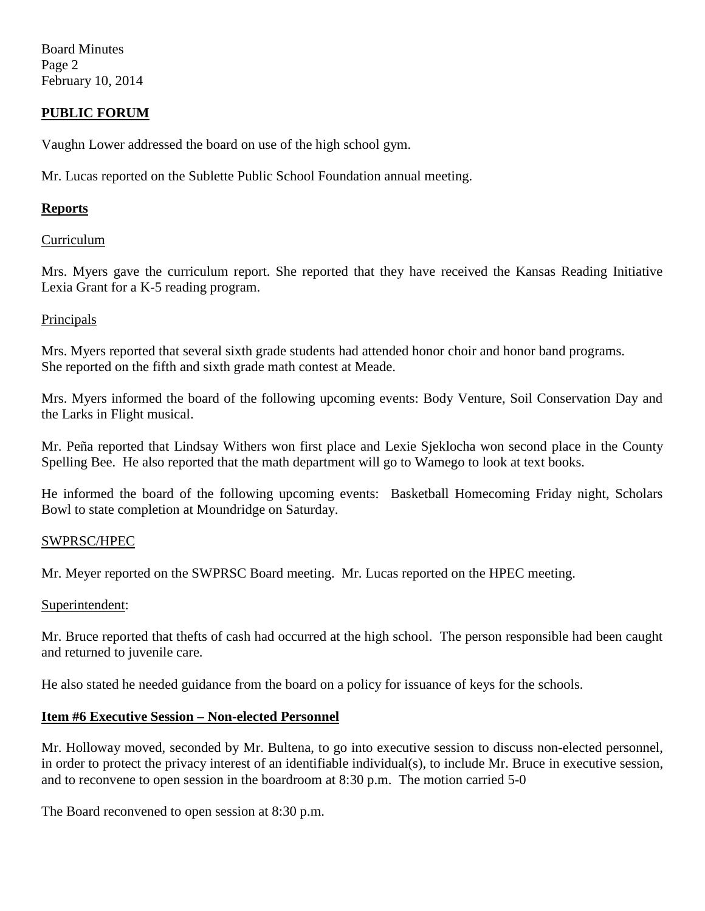## PUBLIC FORUM

Vaughn Lower addressed the board on use of the high school gym.

Mr. Lucas reported on the Sublette Public School Foundation annual meeting.

## Reports

### Curriculum

Mrs. Myers gave the curriculum report. She reported that they have received the Kansas Reading Initiative Lexia Grant for a K-5 reading program.

### Principals

Mrs. Myers reported that several sixth grade students had attended honor choir and honor band programs. She reported on the fifth and sixth grade math contest at Meade.

Mrs. Myers informed the board of the following upcoming events: Body Venture, Soil Conservation Day and the Larks in Flight musical.

Mr. Peña reported that Lindsay Withers won first place and Lexie Sjeklocha won second place in the County Spelling Bee. He also reported that the math department will go to Wamego to look at text books.

He informed the board of the following upcoming events: Basketball Homecoming Friday night, Scholars Bowl to state completion at Moundridge on Saturday.

### SWPRSC/HPEC

Mr. Meyer reported on the SWPRSC Board meeting. Mr. Lucas reported on the HPEC meeting.

### Superintendent:

Mr. Bruce reported that thefts of cash had occurred at the high school. The person responsible had been caught and returned to juvenile care.

He also stated he needed guidance from the board on a policy for issuance of keys for the schools.

## Item #6 Executive Session – Non-elected Personnel

Mr. Holloway moved, seconded by Mr. Bultena, to go into executive session to discuss non-elected personnel, in order to protect the privacy interest of an identifiable individual(s), to include Mr. Bruce in executive session, and to reconvene to open session in the boardroom at 8:30 p.m. The motion carried 5-0

The Board reconvened to open session at 8:30 p.m.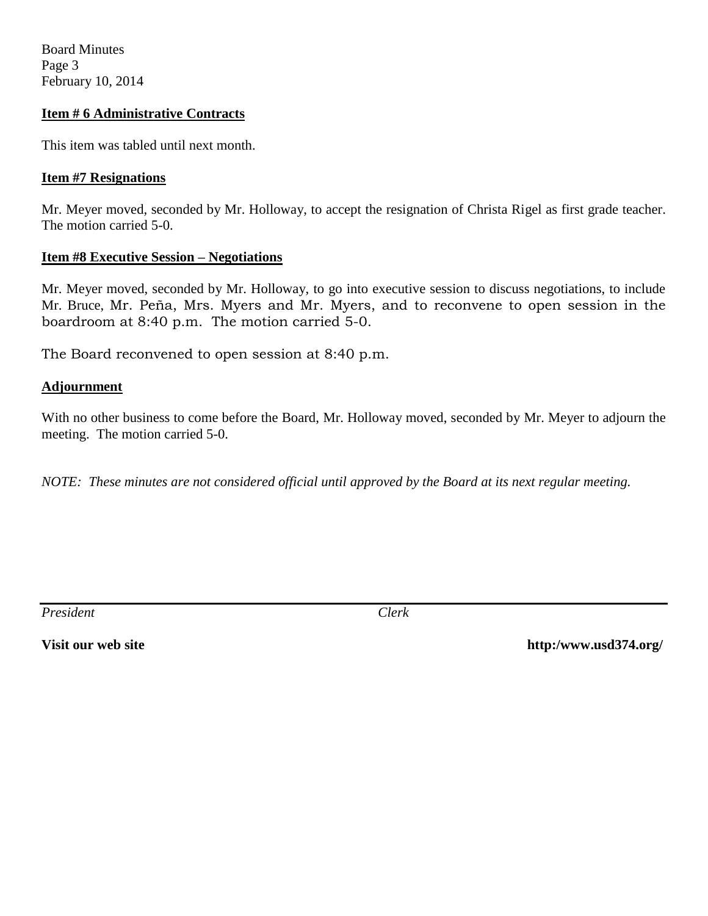### Item # 6 Administrative Contracts

This item was tabled until next month.

### Item #7 Resignations

Mr. Meyer moved, seconded by Mr. Holloway, to accept the resignation of Christa Rigel as first grade teacher. The motion carried 5-0.

### Item #8 Executive Session – Negotiations

Mr. Meyer moved, seconded by Mr. Holloway, to go into executive session to discuss negotiations, to include Mr. Bruce, Mr. Peña, Mrs. Myers and Mr. Myers, and to reconvene to open session in the boardroom at 8:40 p.m. The motion carried 5-0.

The Board reconvened to open session at 8:40 p.m.

### Adjournment

With no other business to come before the Board, Mr. Holloway moved, seconded by Mr. Meyer to adjourn the meeting. The motion carried 5-0.

*NOTE: These minutes are not considered official until approved by the Board at its next regular meeting.*

*President* *Clerk*

**Visit our web site** **http:/www.usd374.org/**